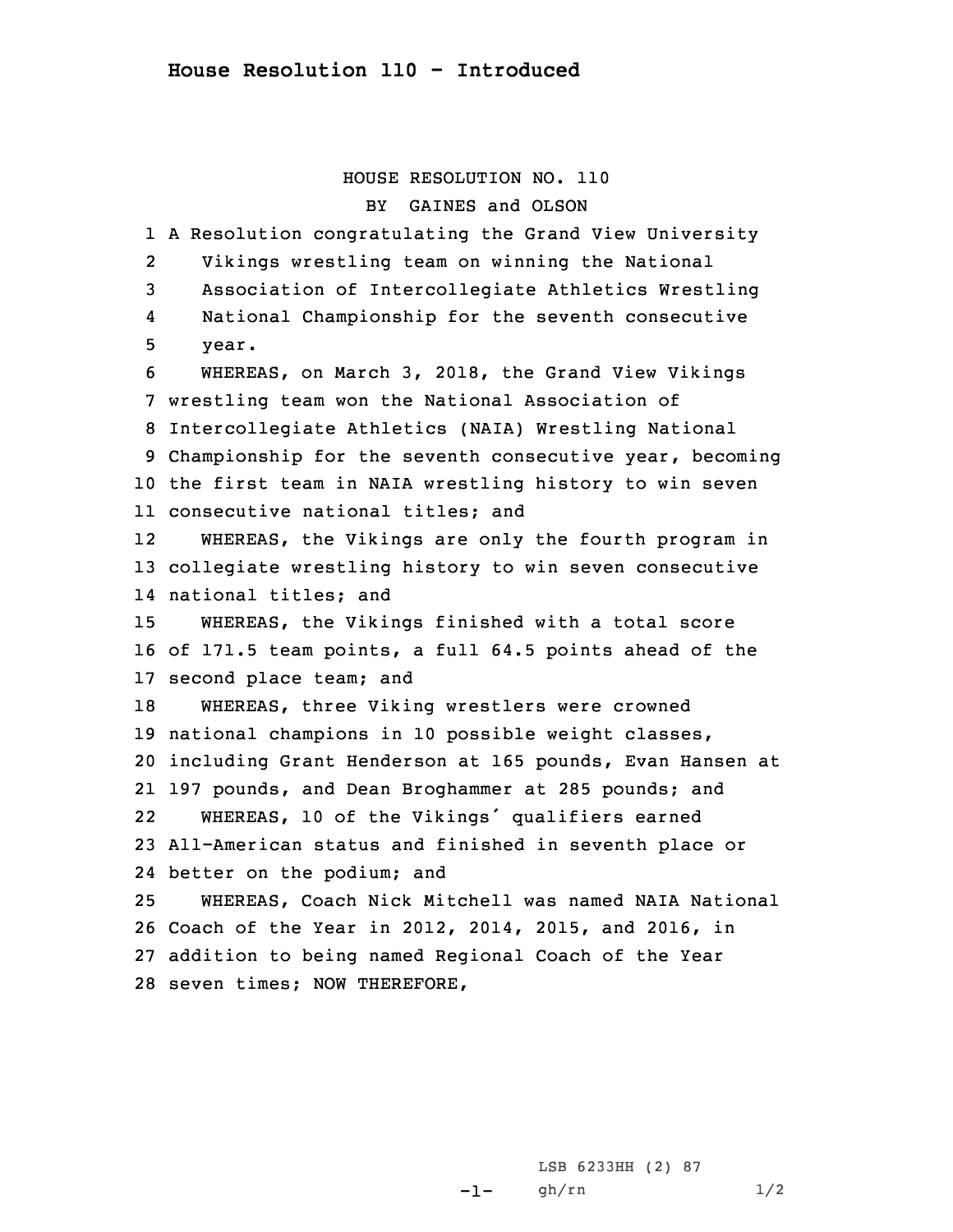## House Resolution 110 - Introduced

HOUSE RESOLUTION NO. 110

BY GAINES and OLSON

A Resolution congratulating the Grand View University Vikings wrestling team on winning the National Association of Intercollegiate Athletics Wrestling National Championship for the seventh consecutive year.

WHEREAS, on March 3, 2018, the Grand View Vikings wrestling team won the National Association of Intercollegiate Athletics (NAIA) Wrestling National Championship for the seventh consecutive year, becoming the first team in NAIA wrestling history to win seven consecutive national titles; and

WHEREAS, the Vikings are only the fourth program in collegiate wrestling history to win seven consecutive national titles; and

WHEREAS, the Vikings finished with a total score of 171.5 team points, a full 64.5 points ahead of the second place team; and

WHEREAS, three Viking wrestlers were crowned national champions in 10 possible weight classes, including Grant Henderson at 165 pounds, Evan Hansen at 197 pounds, and Dean Broghammer at 285 pounds; and

WHEREAS, 10 of the Vikings' qualifiers earned All-American status and finished in seventh place or better on the podium; and

WHEREAS, Coach Nick Mitchell was named NAIA National Coach of the Year in 2012, 2014, 2015, and 2016, in addition to being named Regional Coach of the Year seven times; NOW THEREFORE,

LSB 6233HH (2) 87

gh/rn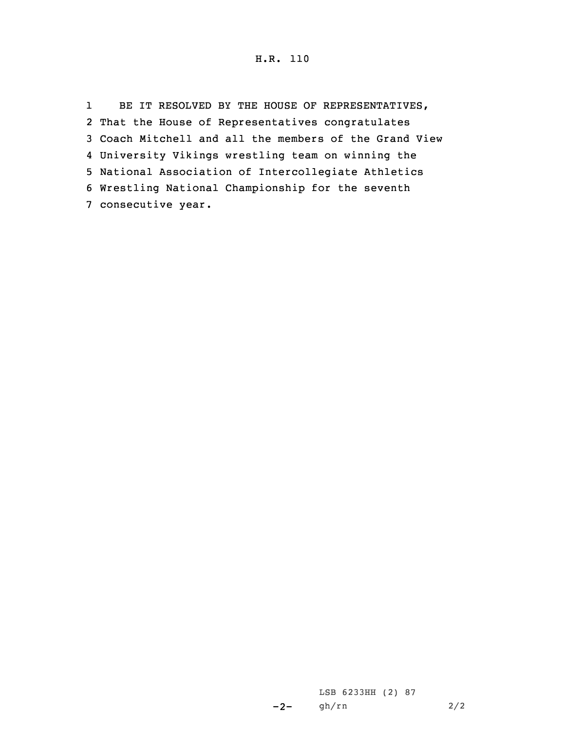BE IT RESOLVED BY THE HOUSE OF REPRESENTATIVES, That the House of Representatives congratulates Coach Mitchell and all the members of the Grand View University Vikings wrestling team on winning the National Association of Intercollegiate Athletics Wrestling National Championship for the seventh consecutive year.